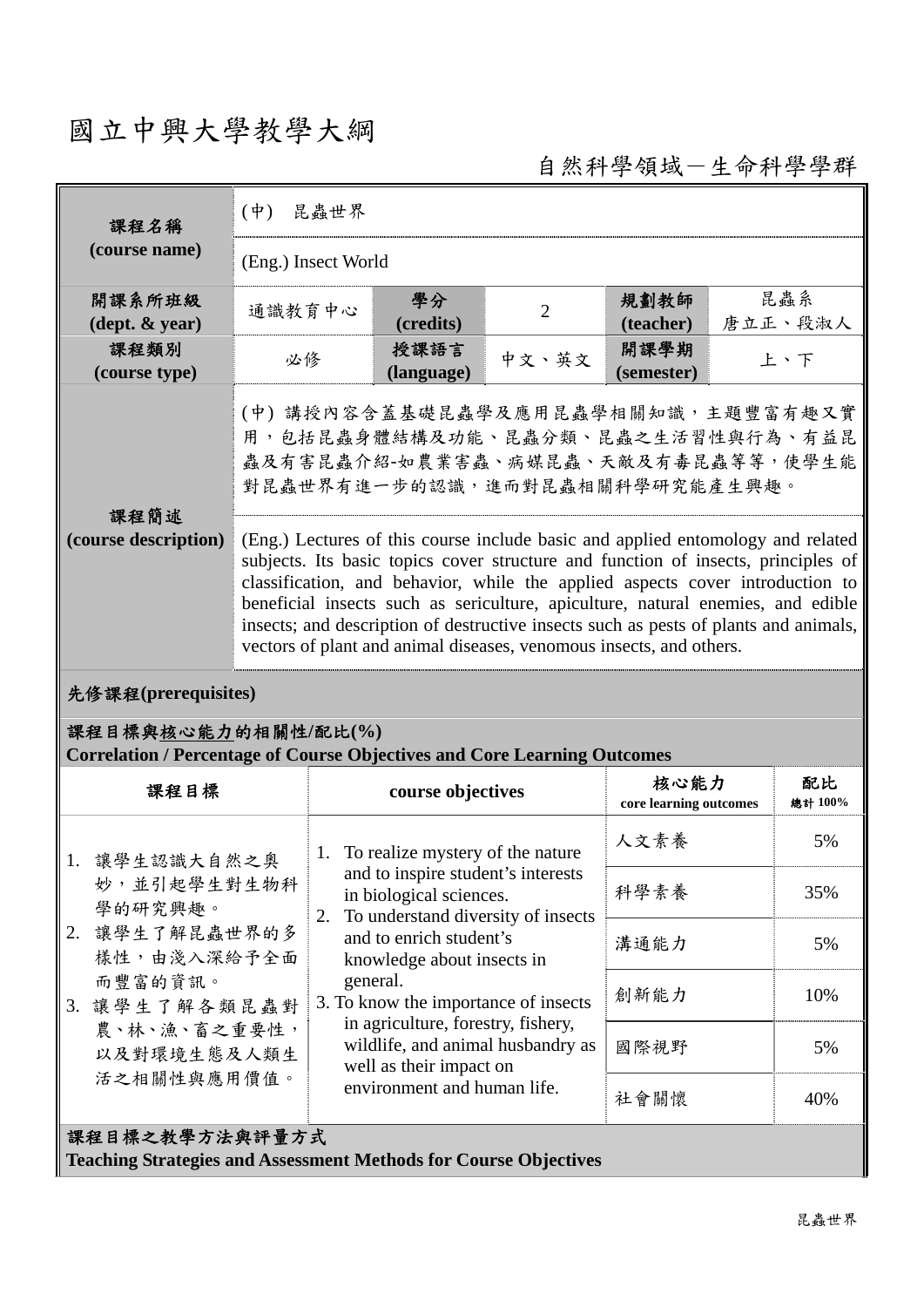# 國立中興大學教學大綱

自然科學領域－生命科學學群

| 課程名稱 (course name) | (中) 昆蟲世界 | | | | |
|---|---|---|---|---|---|
| | (Eng.) Insect World | | | | |
| 開課系所班級 (dept. & year) | 通識教育中心 | 學分 (credits) | 2 | 規劃教師 (teacher) | 昆蟲系 唐立正、段淑人 |
| 課程類別 (course type) | 必修 | 授課語言 (language) | 中文、英文 | 開課學期 (semester) | 上、下 |
| 課程簡述 (course description) | (中) 講授內容含蓋基礎昆蟲學及應用昆蟲學相關知識，主題豐富有趣又實用，包括昆蟲身體結構及功能、昆蟲分類、昆蟲之生活習性與行為、有益昆蟲及有害昆蟲介紹-如農業害蟲、病媒昆蟲、天敵及有毒昆蟲等等，使學生能對昆蟲世界有進一步的認識，進而對昆蟲相關科學研究能產生興趣。 | | | | |
| | (Eng.) Lectures of this course include basic and applied entomology and related subjects. Its basic topics cover structure and function of insects, principles of classification, and behavior, while the applied aspects cover introduction to beneficial insects such as sericulture, apiculture, natural enemies, and edible insects; and description of destructive insects such as pests of plants and animals, vectors of plant and animal diseases, venomous insects, and others. | | | | |

**先修課程(prerequisites)**

**課程目標與核心能力的相關性/配比(%)**
**Correlation / Percentage of Course Objectives and Core Learning Outcomes**

| 課程目標 | course objectives | 核心能力 core learning outcomes | 配比 總計 100% |
|---|---|---|---|
| 1. 讓學生認識大自然之奧妙，並引起學生對生物科學的研究興趣。<br>2. 讓學生了解昆蟲世界的多樣性，由淺入深給予全面而豐富的資訊。<br>3. 讓學生了解各類昆蟲對農、林、漁、畜之重要性，以及對環境生態及人類生活之相關性與應用價值。 | 1. To realize mystery of the nature and to inspire student's interests in biological sciences.<br>2. To understand diversity of insects and to enrich student's knowledge about insects in general.<br>3. To know the importance of insects in agriculture, forestry, fishery, wildlife, and animal husbandry as well as their impact on environment and human life. | 人文素養 | 5% |
| | | 科學素養 | 35% |
| | | 溝通能力 | 5% |
| | | 創新能力 | 10% |
| | | 國際視野 | 5% |
| | | 社會關懷 | 40% |

**課程目標之教學方法與評量方式**
**Teaching Strategies and Assessment Methods for Course Objectives**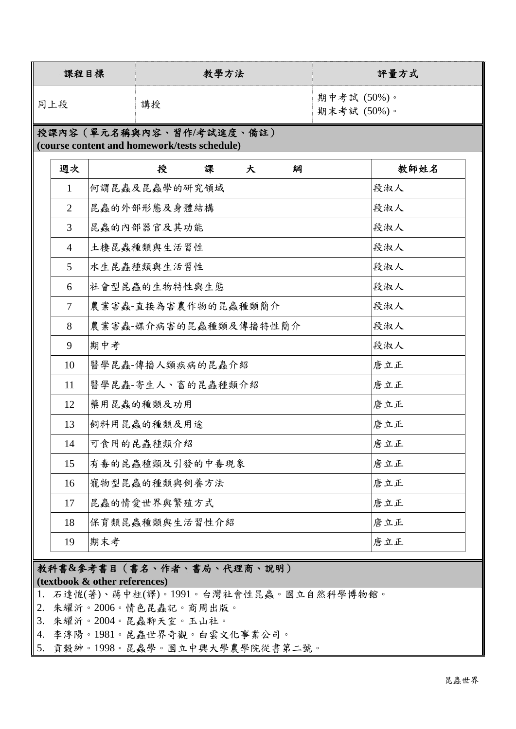| 課程目標 | 教學方法 | 評量方式 |
| --- | --- | --- |
| 同上段 | 講授 | 期中考試 (50%)。<br>期末考試 (50%)。 |

**授課內容（單元名稱與內容、習作/考試進度、備註）**
**(course content and homework/tests schedule)**

| 週次 | 授　課　大　綱 | 教師姓名 |
| --- | --- | --- |
| 1 | 何謂昆蟲及昆蟲學的研究領域 | 段淑人 |
| 2 | 昆蟲的外部形態及身體結構 | 段淑人 |
| 3 | 昆蟲的內部器官及其功能 | 段淑人 |
| 4 | 土棲昆蟲種類與生活習性 | 段淑人 |
| 5 | 水生昆蟲種類與生活習性 | 段淑人 |
| 6 | 社會型昆蟲的生物特性與生態 | 段淑人 |
| 7 | 農業害蟲-直接為害農作物的昆蟲種類簡介 | 段淑人 |
| 8 | 農業害蟲-媒介病害的昆蟲種類及傳播特性簡介 | 段淑人 |
| 9 | 期中考 | 段淑人 |
| 10 | 醫學昆蟲-傳播人類疾病的昆蟲介紹 | 唐立正 |
| 11 | 醫學昆蟲-寄生人、畜的昆蟲種類介紹 | 唐立正 |
| 12 | 藥用昆蟲的種類及功用 | 唐立正 |
| 13 | 飼料用昆蟲的種類及用途 | 唐立正 |
| 14 | 可食用的昆蟲種類介紹 | 唐立正 |
| 15 | 有毒的昆蟲種類及引發的中毒現象 | 唐立正 |
| 16 | 寵物型昆蟲的種類與飼養方法 | 唐立正 |
| 17 | 昆蟲的情愛世界與繁殖方式 | 唐立正 |
| 18 | 保育類昆蟲種類與生活習性介紹 | 唐立正 |
| 19 | 期末考 | 唐立正 |

**教科書&參考書目（書名、作者、書局、代理商、說明）**
**(textbook & other references)**

1. 石達愷(著)、蔣中柱(譯)。1991。台灣社會性昆蟲。國立自然科學博物館。
2. 朱耀沂。2006。情色昆蟲記。商周出版。
3. 朱耀沂。2004。昆蟲聊天室。玉山社。
4. 李淳陽。1981。昆蟲世界奇觀。白雲文化事業公司。
5. 貢穀紳。1998。昆蟲學。國立中興大學農學院從書第二號。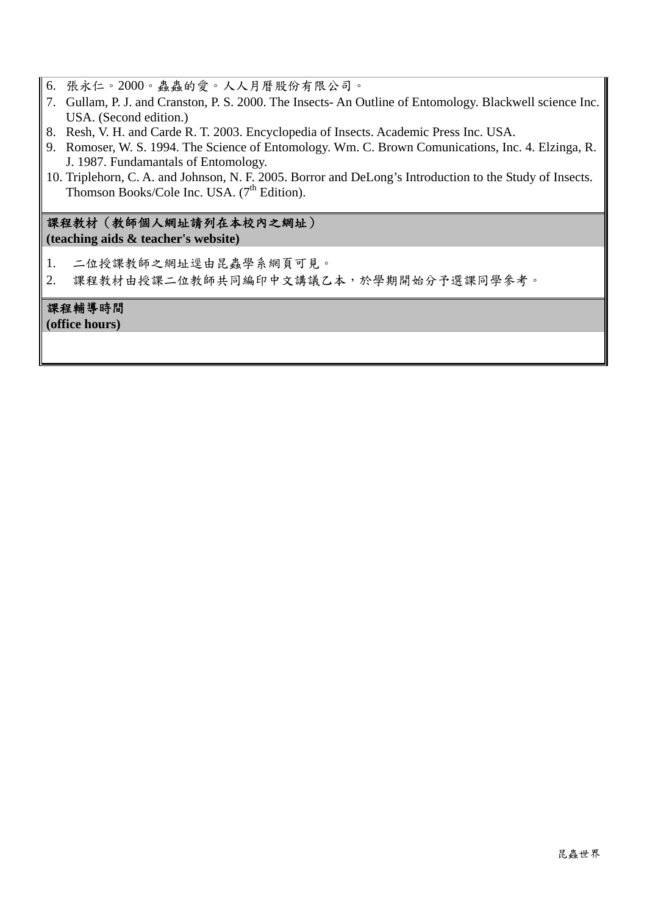6. 張永仁。2000。蟲蟲的愛。人人月曆股份有限公司。
7. Gullam, P. J. and Cranston, P. S. 2000. The Insects- An Outline of Entomology. Blackwell science Inc. USA. (Second edition.)
8. Resh, V. H. and Carde R. T. 2003. Encyclopedia of Insects. Academic Press Inc. USA.
9. Romoser, W. S. 1994. The Science of Entomology. Wm. C. Brown Comunications, Inc. 4. Elzinga, R. J. 1987. Fundamantals of Entomology.
10. Triplehorn, C. A. and Johnson, N. F. 2005. Borror and DeLong's Introduction to the Study of Insects. Thomson Books/Cole Inc. USA. (7th Edition).

**課程教材（教師個人網址請列在本校內之網址）**
**(teaching aids & teacher's website)**

1. 二位授課教師之網址逕由昆蟲學系網頁可見。
2. 課程教材由授課二位教師共同編印中文講議乙本，於學期開始分予選課同學參考。

**課程輔導時間**
**(office hours)**